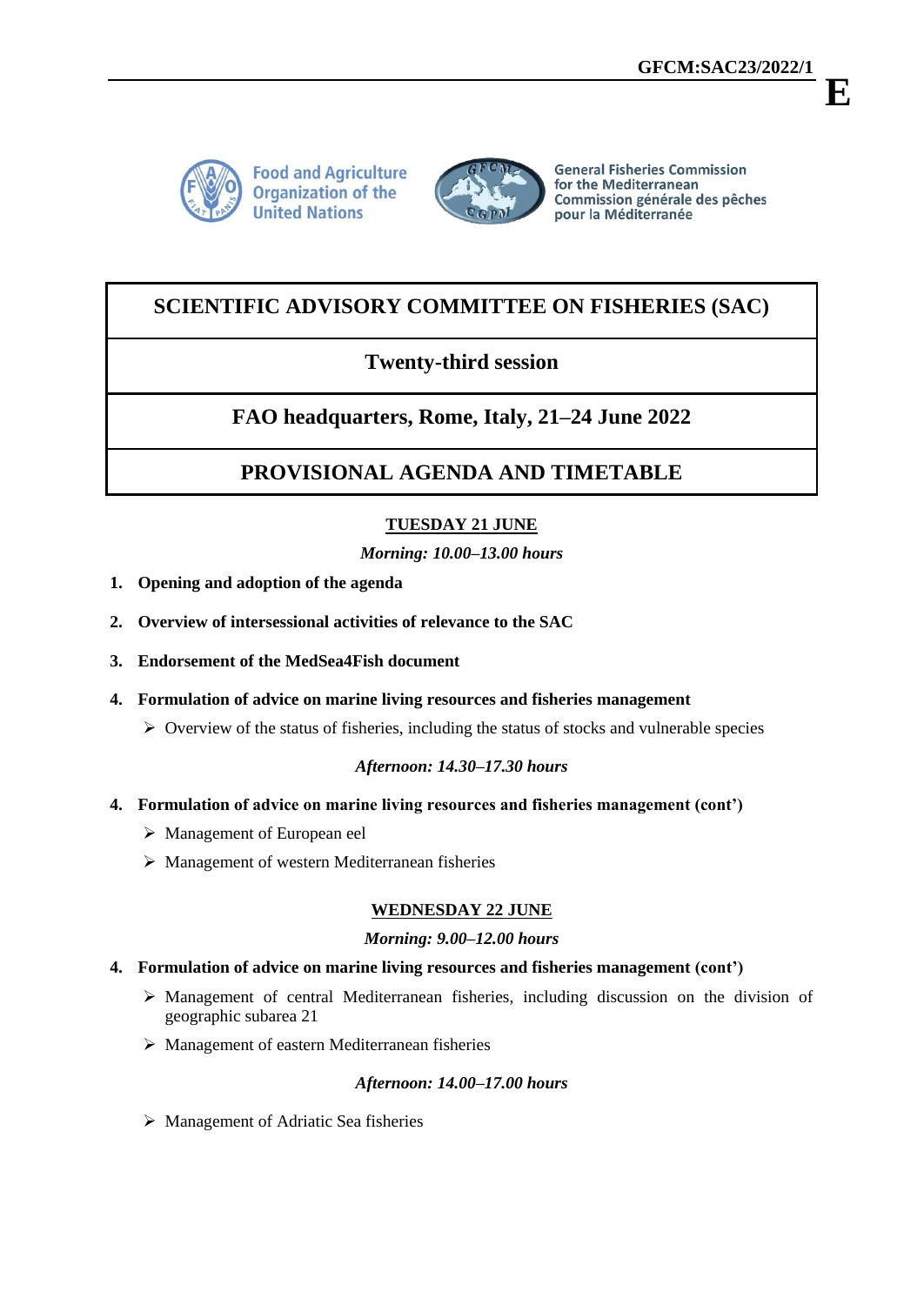GFCM:SAC23/2022/1

**E**

Food and Agriculture Organization of the United Nations

General Fisheries Commission for the Mediterranean
Commission générale des pêches pour la Méditerranée

# SCIENTIFIC ADVISORY COMMITTEE ON FISHERIES (SAC)

## Twenty-third session

## FAO headquarters, Rome, Italy, 21–24 June 2022

## PROVISIONAL AGENDA AND TIMETABLE

### TUESDAY 21 JUNE

*Morning: 10.00–13.00 hours*

1. **Opening and adoption of the agenda**
2. **Overview of intersessional activities of relevance to the SAC**
3. **Endorsement of the MedSea4Fish document**
4. **Formulation of advice on marine living resources and fisheries management**
   - Overview of the status of fisheries, including the status of stocks and vulnerable species

*Afternoon: 14.30–17.30 hours*

4. **Formulation of advice on marine living resources and fisheries management (cont')**
   - Management of European eel
   - Management of western Mediterranean fisheries

### WEDNESDAY 22 JUNE

*Morning: 9.00–12.00 hours*

4. **Formulation of advice on marine living resources and fisheries management (cont')**
   - Management of central Mediterranean fisheries, including discussion on the division of geographic subarea 21
   - Management of eastern Mediterranean fisheries

*Afternoon: 14.00–17.00 hours*

- Management of Adriatic Sea fisheries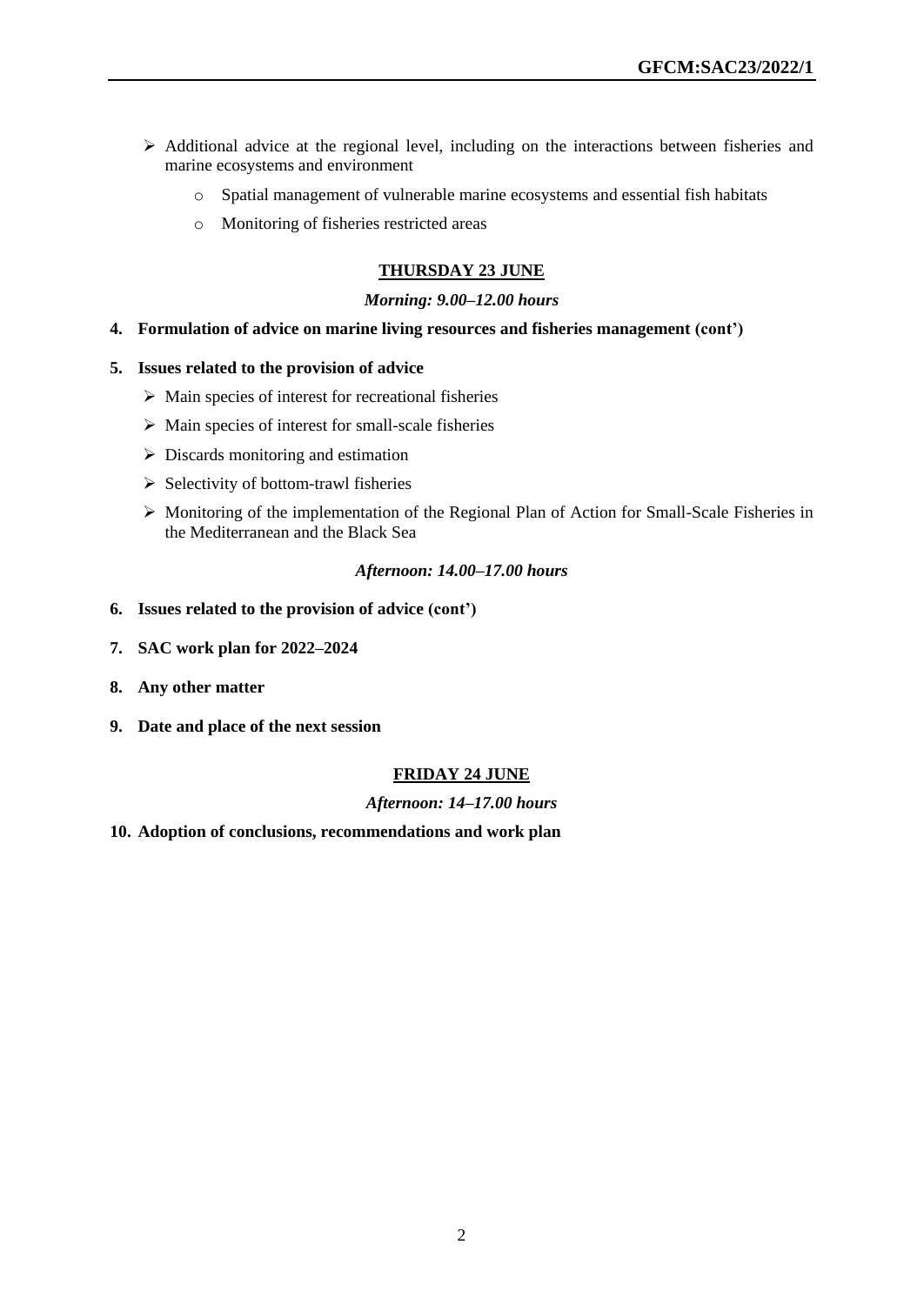- Additional advice at the regional level, including on the interactions between fisheries and marine ecosystems and environment
    - Spatial management of vulnerable marine ecosystems and essential fish habitats
    - Monitoring of fisheries restricted areas

**THURSDAY 23 JUNE**

*Morning: 9.00–12.00 hours*

**4. Formulation of advice on marine living resources and fisheries management (cont')**

**5. Issues related to the provision of advice**

- Main species of interest for recreational fisheries
- Main species of interest for small-scale fisheries
- Discards monitoring and estimation
- Selectivity of bottom-trawl fisheries
- Monitoring of the implementation of the Regional Plan of Action for Small-Scale Fisheries in the Mediterranean and the Black Sea

*Afternoon: 14.00–17.00 hours*

**6. Issues related to the provision of advice (cont')**

**7. SAC work plan for 2022–2024**

**8. Any other matter**

**9. Date and place of the next session**

**FRIDAY 24 JUNE**

*Afternoon: 14–17.00 hours*

**10. Adoption of conclusions, recommendations and work plan**